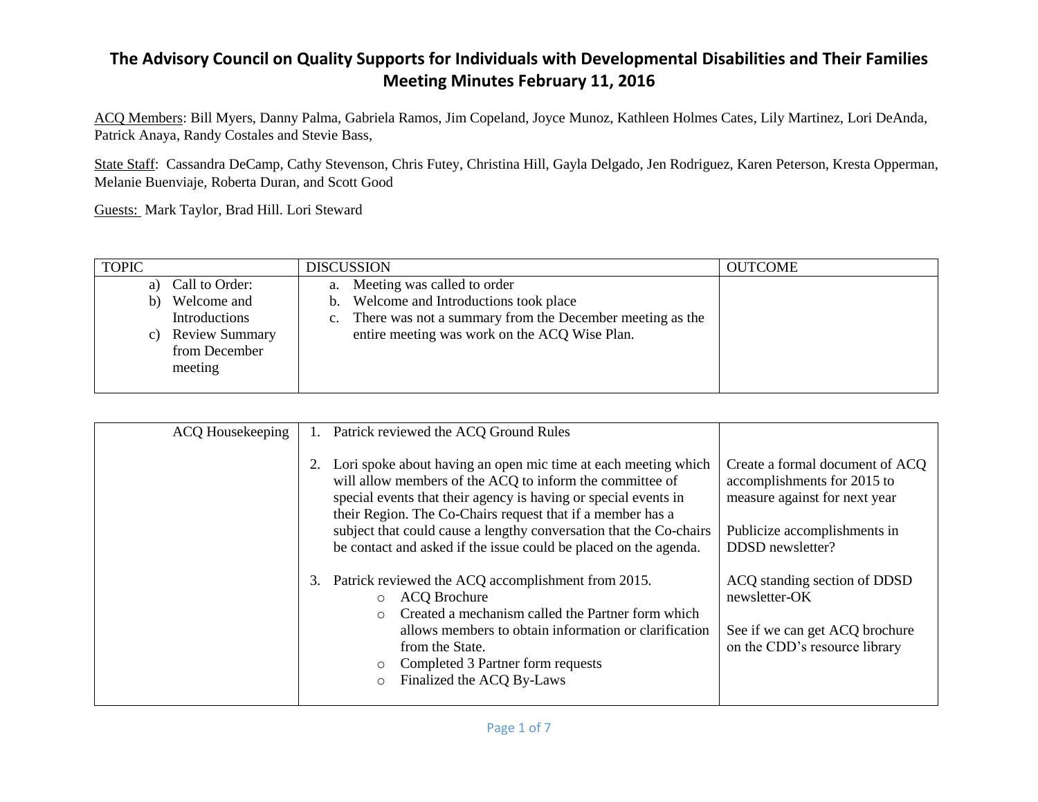# The Advisory Council on Quality Supports for Individuals with Developmental Disabilities and Their Families
# Meeting Minutes February 11, 2016

ACQ Members: Bill Myers, Danny Palma, Gabriela Ramos, Jim Copeland, Joyce Munoz, Kathleen Holmes Cates, Lily Martinez, Lori DeAnda, Patrick Anaya, Randy Costales and Stevie Bass,

State Staff: Cassandra DeCamp, Cathy Stevenson, Chris Futey, Christina Hill, Gayla Delgado, Jen Rodriguez, Karen Peterson, Kresta Opperman, Melanie Buenviaje, Roberta Duran, and Scott Good

Guests: Mark Taylor, Brad Hill. Lori Steward

| TOPIC | DISCUSSION | OUTCOME |
|---|---|---|
| a) Call to Order:<br>b) Welcome and Introductions<br>c) Review Summary from December meeting | a. Meeting was called to order<br>b. Welcome and Introductions took place<br>c. There was not a summary from the December meeting as the entire meeting was work on the ACQ Wise Plan. | |

| | | |
|---|---|---|
| ACQ Housekeeping | 1. Patrick reviewed the ACQ Ground Rules<br><br>2. Lori spoke about having an open mic time at each meeting which will allow members of the ACQ to inform the committee of special events that their agency is having or special events in their Region. The Co-Chairs request that if a member has a subject that could cause a lengthy conversation that the Co-chairs be contact and asked if the issue could be placed on the agenda.<br><br>3. Patrick reviewed the ACQ accomplishment from 2015.<br>○ ACQ Brochure<br>○ Created a mechanism called the Partner form which allows members to obtain information or clarification from the State.<br>○ Completed 3 Partner form requests<br>○ Finalized the ACQ By-Laws | Create a formal document of ACQ accomplishments for 2015 to measure against for next year<br><br>Publicize accomplishments in DDSD newsletter?<br><br>ACQ standing section of DDSD newsletter-OK<br><br>See if we can get ACQ brochure on the CDD's resource library |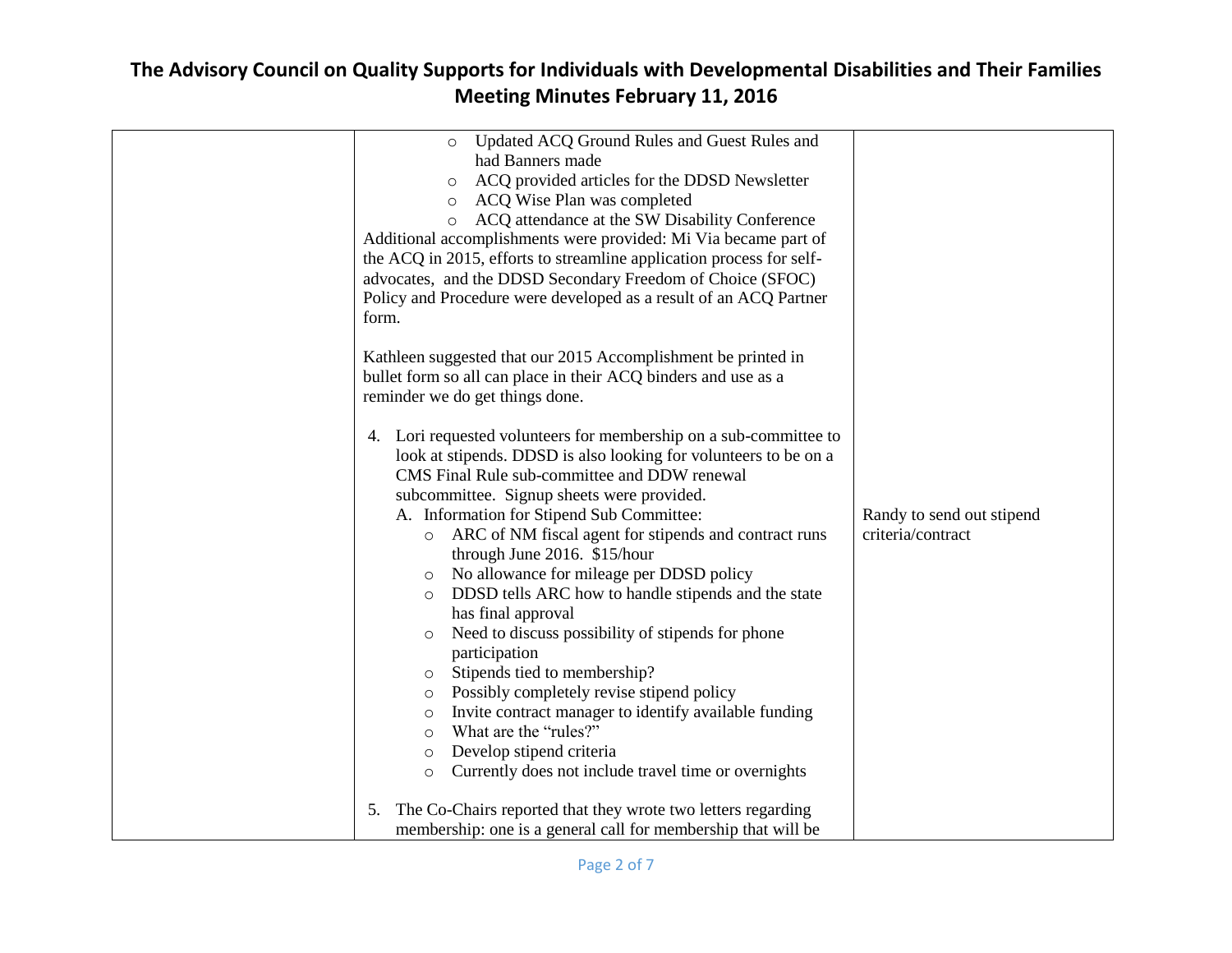# The Advisory Council on Quality Supports for Individuals with Developmental Disabilities and Their Families
# Meeting Minutes February 11, 2016

| | | |
|---|---|---|
| | ◦ Updated ACQ Ground Rules and Guest Rules and had Banners made<br>◦ ACQ provided articles for the DDSD Newsletter<br>◦ ACQ Wise Plan was completed<br>◦ ACQ attendance at the SW Disability Conference<br>Additional accomplishments were provided: Mi Via became part of the ACQ in 2015, efforts to streamline application process for self-advocates, and the DDSD Secondary Freedom of Choice (SFOC) Policy and Procedure were developed as a result of an ACQ Partner form.<br><br>Kathleen suggested that our 2015 Accomplishment be printed in bullet form so all can place in their ACQ binders and use as a reminder we do get things done.<br><br>4. Lori requested volunteers for membership on a sub-committee to look at stipends. DDSD is also looking for volunteers to be on a CMS Final Rule sub-committee and DDW renewal subcommittee. Signup sheets were provided.<br>A. Information for Stipend Sub Committee:<br>◦ ARC of NM fiscal agent for stipends and contract runs through June 2016. $15/hour<br>◦ No allowance for mileage per DDSD policy<br>◦ DDSD tells ARC how to handle stipends and the state has final approval<br>◦ Need to discuss possibility of stipends for phone participation<br>◦ Stipends tied to membership?<br>◦ Possibly completely revise stipend policy<br>◦ Invite contract manager to identify available funding<br>◦ What are the "rules?"<br>◦ Develop stipend criteria<br>◦ Currently does not include travel time or overnights<br><br>5. The Co-Chairs reported that they wrote two letters regarding membership: one is a general call for membership that will be | Randy to send out stipend criteria/contract |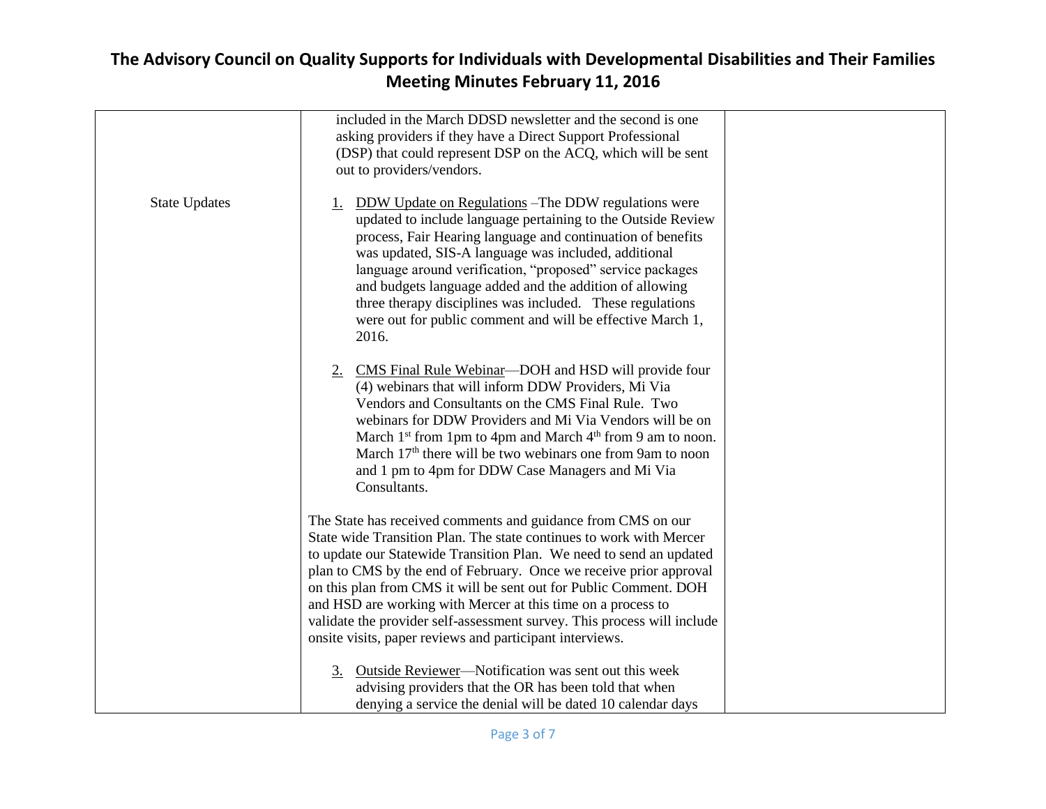| | | |
|---|---|---|
| | included in the March DDSD newsletter and the second is one asking providers if they have a Direct Support Professional (DSP) that could represent DSP on the ACQ, which will be sent out to providers/vendors. | |
| State Updates | 1. DDW Update on Regulations –The DDW regulations were updated to include language pertaining to the Outside Review process, Fair Hearing language and continuation of benefits was updated, SIS-A language was included, additional language around verification, "proposed" service packages and budgets language added and the addition of allowing three therapy disciplines was included. These regulations were out for public comment and will be effective March 1, 2016.<br><br>2. CMS Final Rule Webinar—DOH and HSD will provide four (4) webinars that will inform DDW Providers, Mi Via Vendors and Consultants on the CMS Final Rule. Two webinars for DDW Providers and Mi Via Vendors will be on March 1st from 1pm to 4pm and March 4th from 9 am to noon. March 17th there will be two webinars one from 9am to noon and 1 pm to 4pm for DDW Case Managers and Mi Via Consultants.<br><br>The State has received comments and guidance from CMS on our State wide Transition Plan. The state continues to work with Mercer to update our Statewide Transition Plan. We need to send an updated plan to CMS by the end of February. Once we receive prior approval on this plan from CMS it will be sent out for Public Comment. DOH and HSD are working with Mercer at this time on a process to validate the provider self-assessment survey. This process will include onsite visits, paper reviews and participant interviews.<br><br>3. Outside Reviewer—Notification was sent out this week advising providers that the OR has been told that when denying a service the denial will be dated 10 calendar days | |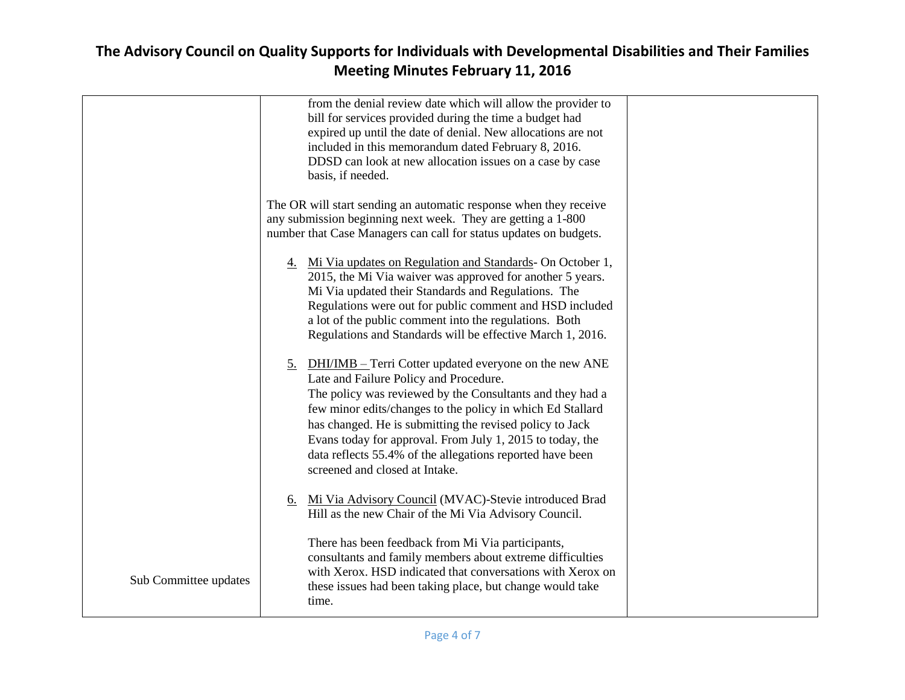| | | |
|---|---|---|
| | from the denial review date which will allow the provider to bill for services provided during the time a budget had expired up until the date of denial. New allocations are not included in this memorandum dated February 8, 2016. DDSD can look at new allocation issues on a case by case basis, if needed.<br><br>The OR will start sending an automatic response when they receive any submission beginning next week. They are getting a 1-800 number that Case Managers can call for status updates on budgets.<br><br>4. Mi Via updates on Regulation and Standards- On October 1, 2015, the Mi Via waiver was approved for another 5 years. Mi Via updated their Standards and Regulations. The Regulations were out for public comment and HSD included a lot of the public comment into the regulations. Both Regulations and Standards will be effective March 1, 2016.<br><br>5. DHI/IMB – Terri Cotter updated everyone on the new ANE Late and Failure Policy and Procedure. The policy was reviewed by the Consultants and they had a few minor edits/changes to the policy in which Ed Stallard has changed. He is submitting the revised policy to Jack Evans today for approval. From July 1, 2015 to today, the data reflects 55.4% of the allegations reported have been screened and closed at Intake.<br><br>6. Mi Via Advisory Council (MVAC)-Stevie introduced Brad Hill as the new Chair of the Mi Via Advisory Council. | |
| Sub Committee updates | There has been feedback from Mi Via participants, consultants and family members about extreme difficulties with Xerox. HSD indicated that conversations with Xerox on these issues had been taking place, but change would take time. | |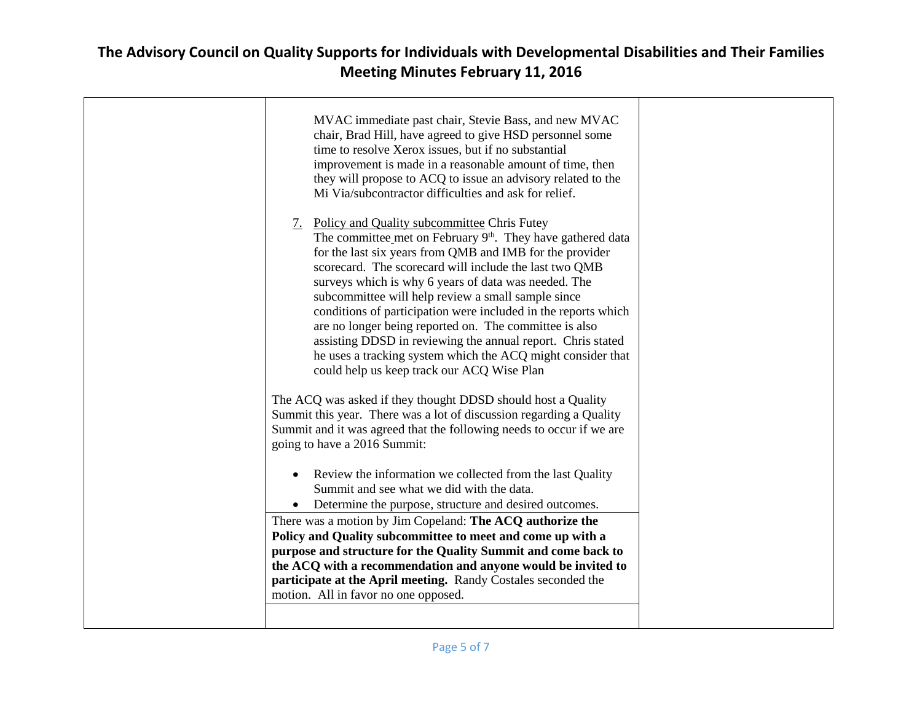MVAC immediate past chair, Stevie Bass, and new MVAC chair, Brad Hill, have agreed to give HSD personnel some time to resolve Xerox issues, but if no substantial improvement is made in a reasonable amount of time, then they will propose to ACQ to issue an advisory related to the Mi Via/subcontractor difficulties and ask for relief.

7. Policy and Quality subcommittee Chris Futey
   The committee met on February 9th. They have gathered data for the last six years from QMB and IMB for the provider scorecard. The scorecard will include the last two QMB surveys which is why 6 years of data was needed. The subcommittee will help review a small sample since conditions of participation were included in the reports which are no longer being reported on. The committee is also assisting DDSD in reviewing the annual report. Chris stated he uses a tracking system which the ACQ might consider that could help us keep track our ACQ Wise Plan

The ACQ was asked if they thought DDSD should host a Quality Summit this year. There was a lot of discussion regarding a Quality Summit and it was agreed that the following needs to occur if we are going to have a 2016 Summit:

- Review the information we collected from the last Quality Summit and see what we did with the data.
- Determine the purpose, structure and desired outcomes.

There was a motion by Jim Copeland: **The ACQ authorize the Policy and Quality subcommittee to meet and come up with a purpose and structure for the Quality Summit and come back to the ACQ with a recommendation and anyone would be invited to participate at the April meeting.** Randy Costales seconded the motion. All in favor no one opposed.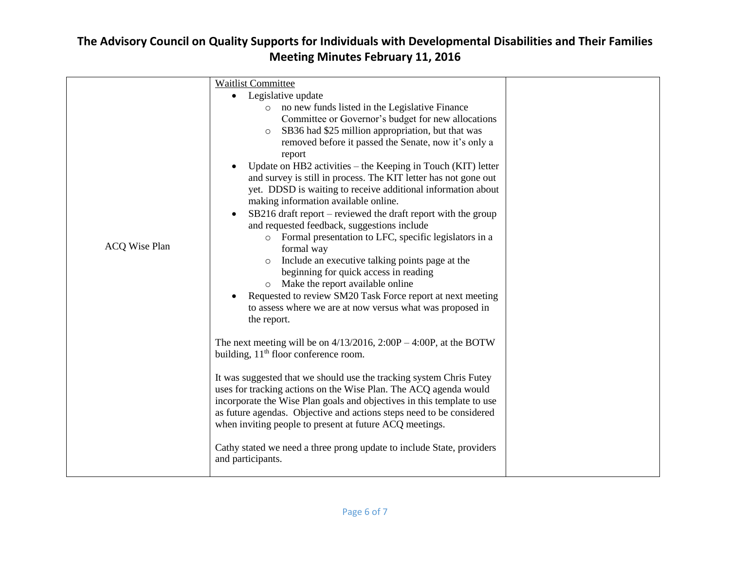# The Advisory Council on Quality Supports for Individuals with Developmental Disabilities and Their Families Meeting Minutes February 11, 2016

| | | |
|---|---|---|
| ACQ Wise Plan | Waitlist Committee<br>• Legislative update<br>  ○ no new funds listed in the Legislative Finance Committee or Governor's budget for new allocations<br>  ○ SB36 had $25 million appropriation, but that was removed before it passed the Senate, now it's only a report<br>• Update on HB2 activities – the Keeping in Touch (KIT) letter and survey is still in process. The KIT letter has not gone out yet. DDSD is waiting to receive additional information about making information available online.<br>• SB216 draft report – reviewed the draft report with the group and requested feedback, suggestions include<br>  ○ Formal presentation to LFC, specific legislators in a formal way<br>  ○ Include an executive talking points page at the beginning for quick access in reading<br>  ○ Make the report available online<br>• Requested to review SM20 Task Force report at next meeting to assess where we are at now versus what was proposed in the report.<br><br>The next meeting will be on 4/13/2016, 2:00P – 4:00P, at the BOTW building, 11th floor conference room.<br><br>It was suggested that we should use the tracking system Chris Futey uses for tracking actions on the Wise Plan. The ACQ agenda would incorporate the Wise Plan goals and objectives in this template to use as future agendas. Objective and actions steps need to be considered when inviting people to present at future ACQ meetings.<br><br>Cathy stated we need a three prong update to include State, providers and participants. | |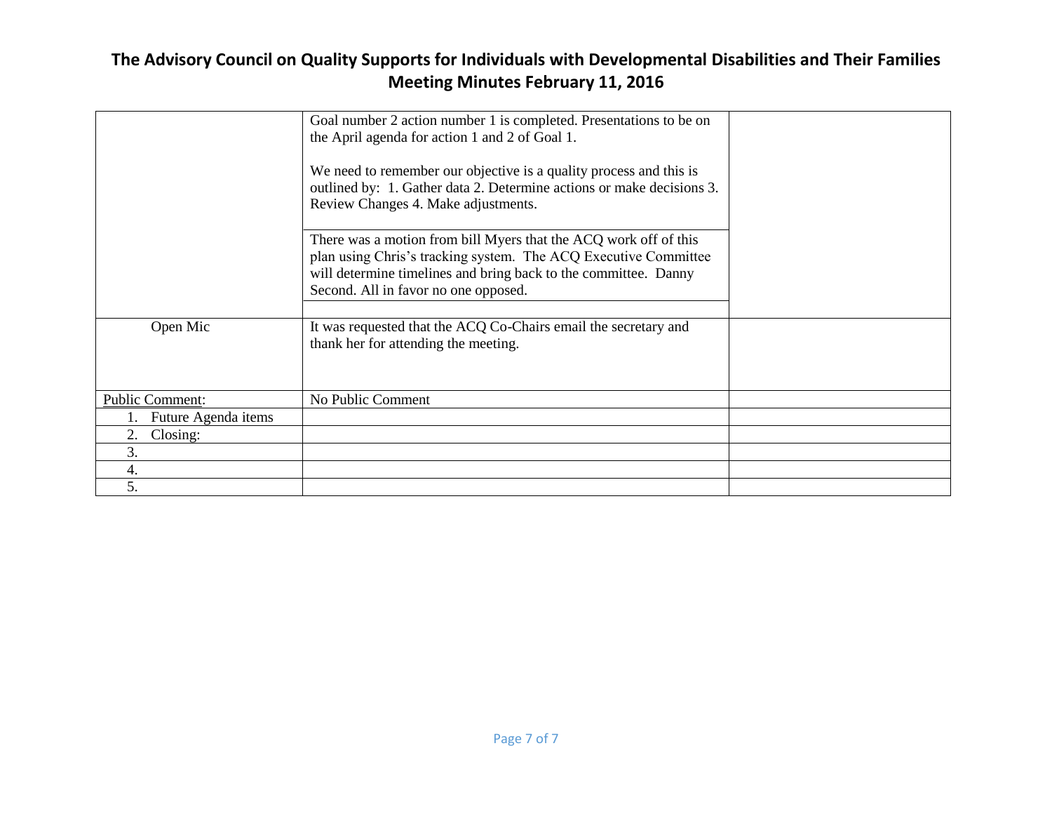# The Advisory Council on Quality Supports for Individuals with Developmental Disabilities and Their Families
## Meeting Minutes February 11, 2016

| | | |
|---|---|---|
| | Goal number 2 action number 1 is completed. Presentations to be on the April agenda for action 1 and 2 of Goal 1.<br><br>We need to remember our objective is a quality process and this is outlined by: 1. Gather data 2. Determine actions or make decisions 3. Review Changes 4. Make adjustments. | |
| | There was a motion from bill Myers that the ACQ work off of this plan using Chris's tracking system. The ACQ Executive Committee will determine timelines and bring back to the committee. Danny Second. All in favor no one opposed. | |
| | | |
| Open Mic | It was requested that the ACQ Co-Chairs email the secretary and thank her for attending the meeting. | |
| Public Comment: | No Public Comment | |
| 1. Future Agenda items | | |
| 2. Closing: | | |
| 3. | | |
| 4. | | |
| 5. | | |